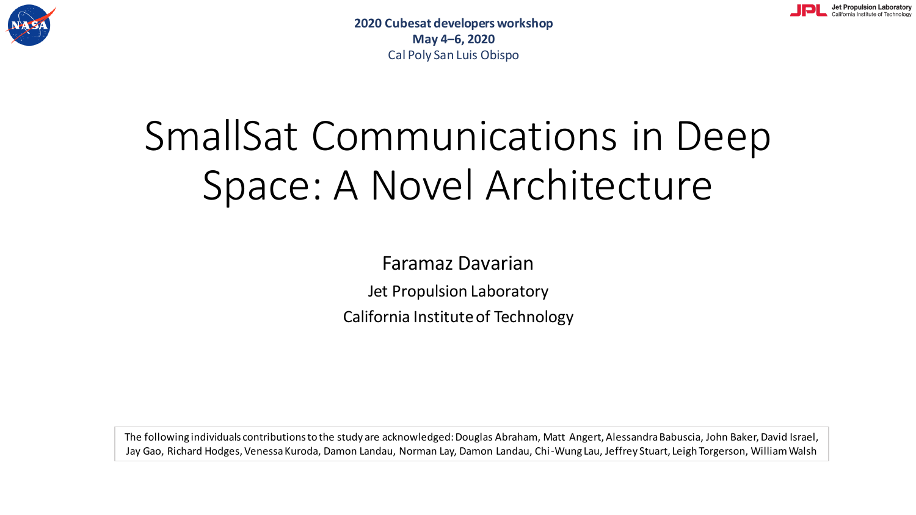**2020 Cubesat developers workshop**
**May 4–6, 2020**
Cal Poly San Luis Obispo

# SmallSat Communications in Deep Space: A Novel Architecture

Faramaz Davarian

Jet Propulsion Laboratory

California Institute of Technology

The following individuals contributions to the study are acknowledged: Douglas Abraham, Matt Angert, Alessandra Babuscia, John Baker, David Israel, Jay Gao, Richard Hodges, Venessa Kuroda, Damon Landau, Norman Lay, Damon Landau, Chi-Wung Lau, Jeffrey Stuart, Leigh Torgerson, William Walsh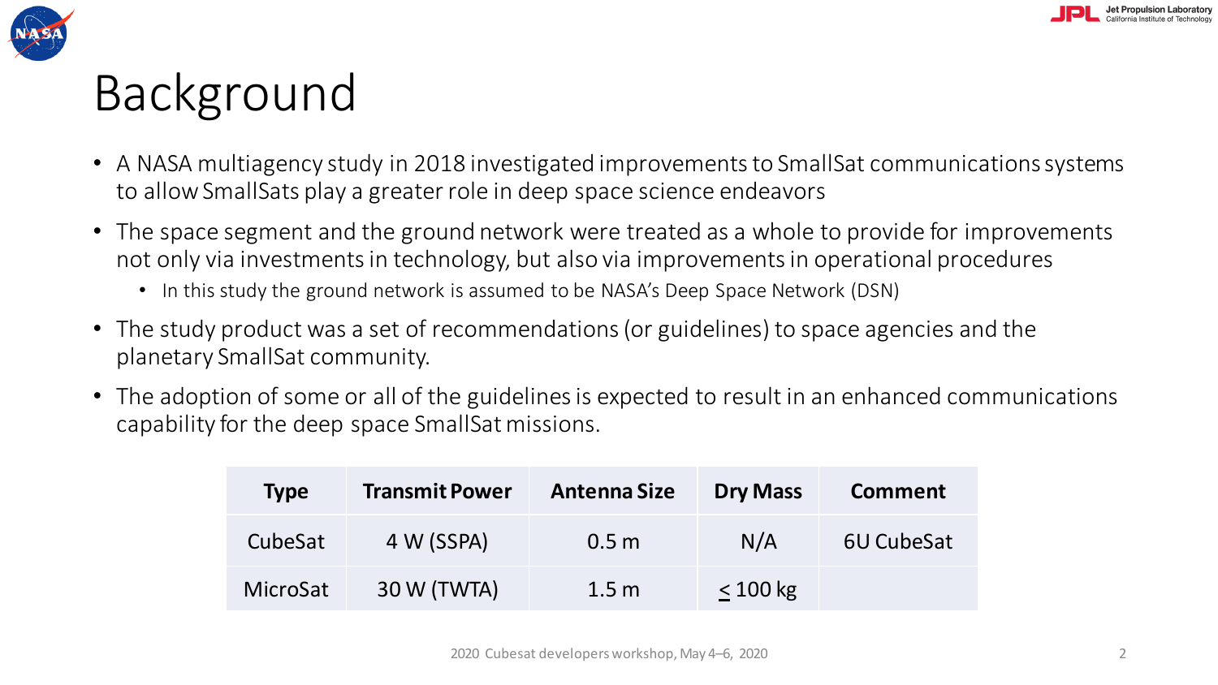# Background

- A NASA multiagency study in 2018 investigated improvements to SmallSat communications systems to allow SmallSats play a greater role in deep space science endeavors
- The space segment and the ground network were treated as a whole to provide for improvements not only via investments in technology, but also via improvements in operational procedures
  - In this study the ground network is assumed to be NASA's Deep Space Network (DSN)
- The study product was a set of recommendations (or guidelines) to space agencies and the planetary SmallSat community.
- The adoption of some or all of the guidelines is expected to result in an enhanced communications capability for the deep space SmallSat missions.

| Type | Transmit Power | Antenna Size | Dry Mass | Comment |
| --- | --- | --- | --- | --- |
| CubeSat | 4 W (SSPA) | 0.5 m | N/A | 6U CubeSat |
| MicroSat | 30 W (TWTA) | 1.5 m | $\leq$ 100 kg | |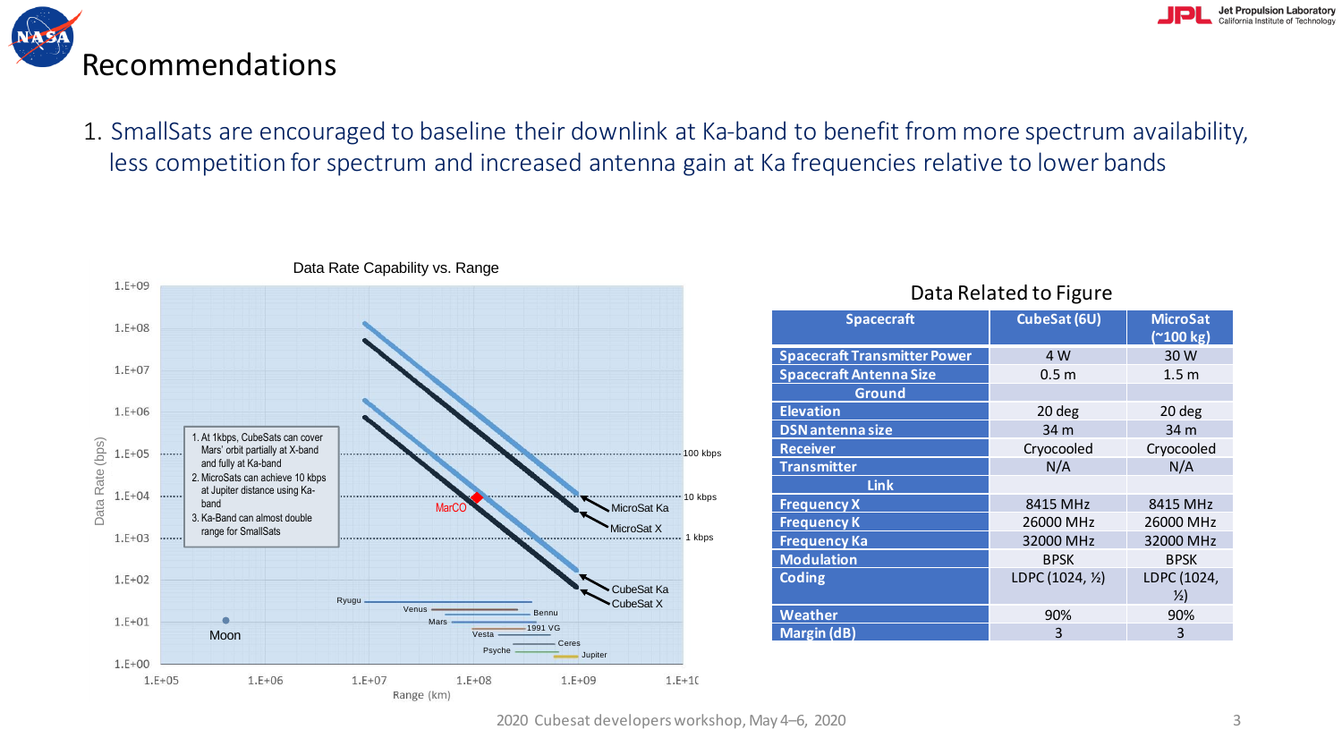# Recommendations

1. SmallSats are encouraged to baseline their downlink at Ka-band to benefit from more spectrum availability, less competition for spectrum and increased antenna gain at Ka frequencies relative to lower bands

Data Rate Capability vs. Range

1. At 1kbps, CubeSats can cover Mars' orbit partially at X-band and fully at Ka-band
2. MicroSats can achieve 10 kbps at Jupiter distance using Ka-band
3. Ka-Band can almost double range for SmallSats

Data Related to Figure

| Spacecraft | CubeSat (6U) | MicroSat (~100 kg) |
|---|---|---|
| Spacecraft Transmitter Power | 4 W | 30 W |
| Spacecraft Antenna Size | 0.5 m | 1.5 m |
| Ground | | |
| Elevation | 20 deg | 20 deg |
| DSN antenna size | 34 m | 34 m |
| Receiver | Cryocooled | Cryocooled |
| Transmitter | N/A | N/A |
| Link | | |
| Frequency X | 8415 MHz | 8415 MHz |
| Frequency K | 26000 MHz | 26000 MHz |
| Frequency Ka | 32000 MHz | 32000 MHz |
| Modulation | BPSK | BPSK |
| Coding | LDPC (1024, ½) | LDPC (1024, ½) |
| Weather | 90% | 90% |
| Margin (dB) | 3 | 3 |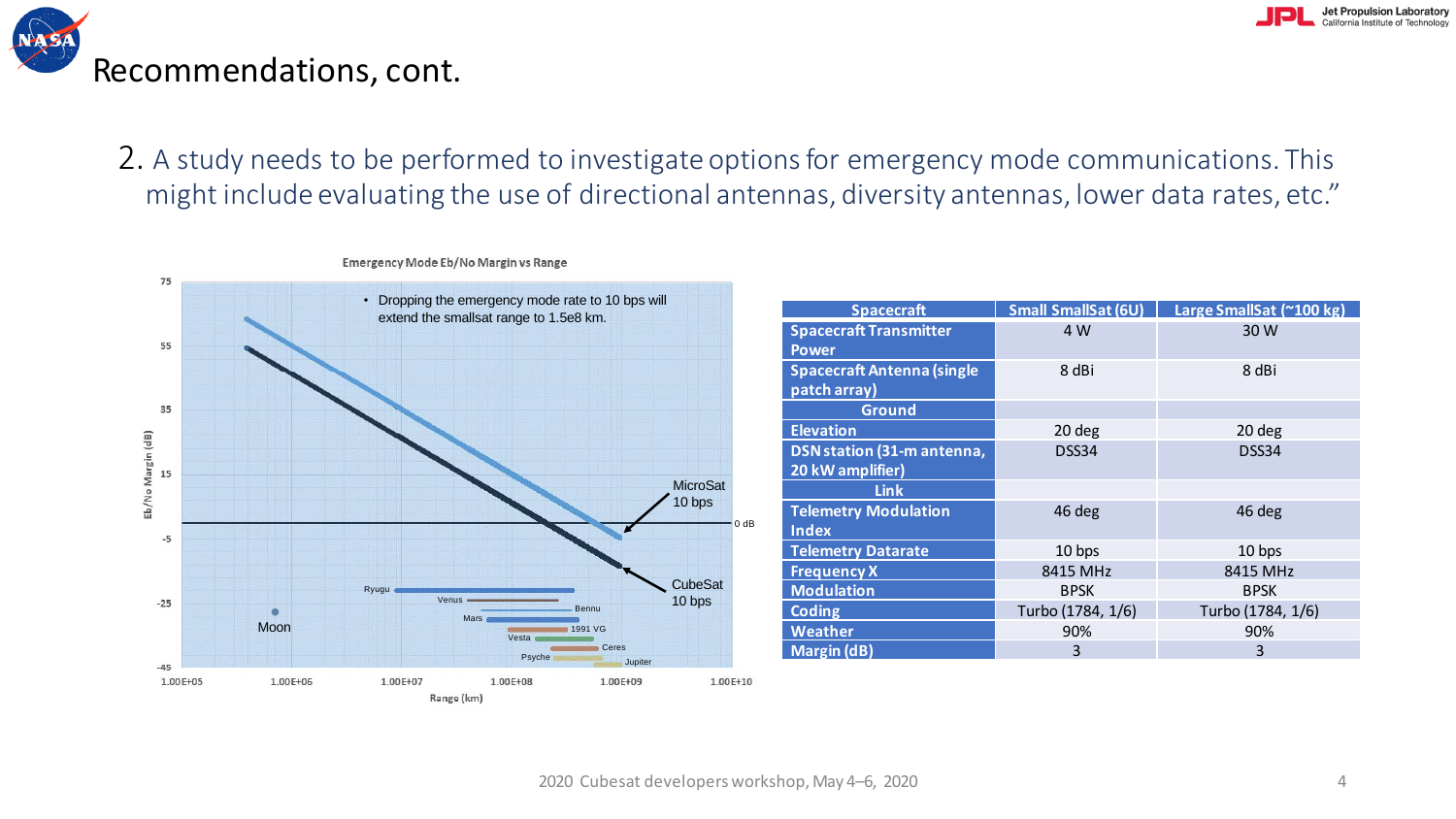# Recommendations, cont.

2. A study needs to be performed to investigate options for emergency mode communications. This might include evaluating the use of directional antennas, diversity antennas, lower data rates, etc."

Emergency Mode Eb/No Margin vs Range

- Dropping the emergency mode rate to 10 bps will extend the smallsat range to 1.5e8 km.

| Spacecraft | Small SmallSat (6U) | Large SmallSat (~100 kg) |
|---|---|---|
| Spacecraft Transmitter Power | 4 W | 30 W |
| Spacecraft Antenna (single patch array) | 8 dBi | 8 dBi |
| Ground | | |
| Elevation | 20 deg | 20 deg |
| DSN station (31-m antenna, 20 kW amplifier) | DSS34 | DSS34 |
| Link | | |
| Telemetry Modulation Index | 46 deg | 46 deg |
| Telemetry Datarate | 10 bps | 10 bps |
| Frequency X | 8415 MHz | 8415 MHz |
| Modulation | BPSK | BPSK |
| Coding | Turbo (1784, 1/6) | Turbo (1784, 1/6) |
| Weather | 90% | 90% |
| Margin (dB) | 3 | 3 |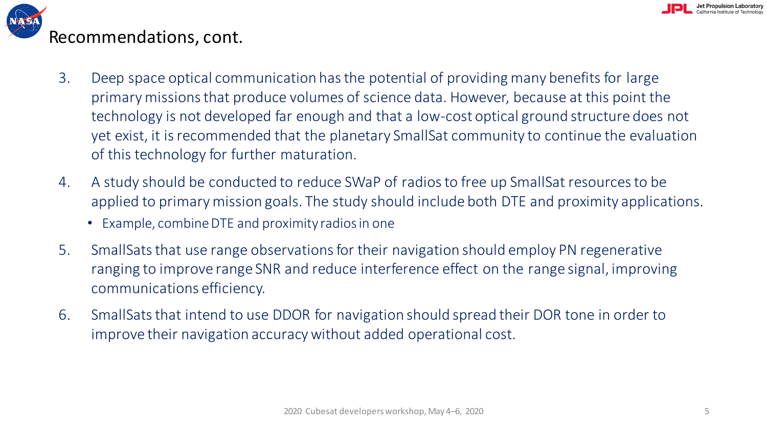# Recommendations, cont.

3. Deep space optical communication has the potential of providing many benefits for large primary missions that produce volumes of science data. However, because at this point the technology is not developed far enough and that a low-cost optical ground structure does not yet exist, it is recommended that the planetary SmallSat community to continue the evaluation of this technology for further maturation.
4. A study should be conducted to reduce SWaP of radios to free up SmallSat resources to be applied to primary mission goals. The study should include both DTE and proximity applications.
   - Example, combine DTE and proximity radios in one
5. SmallSats that use range observations for their navigation should employ PN regenerative ranging to improve range SNR and reduce interference effect on the range signal, improving communications efficiency.
6. SmallSats that intend to use DDOR for navigation should spread their DOR tone in order to improve their navigation accuracy without added operational cost.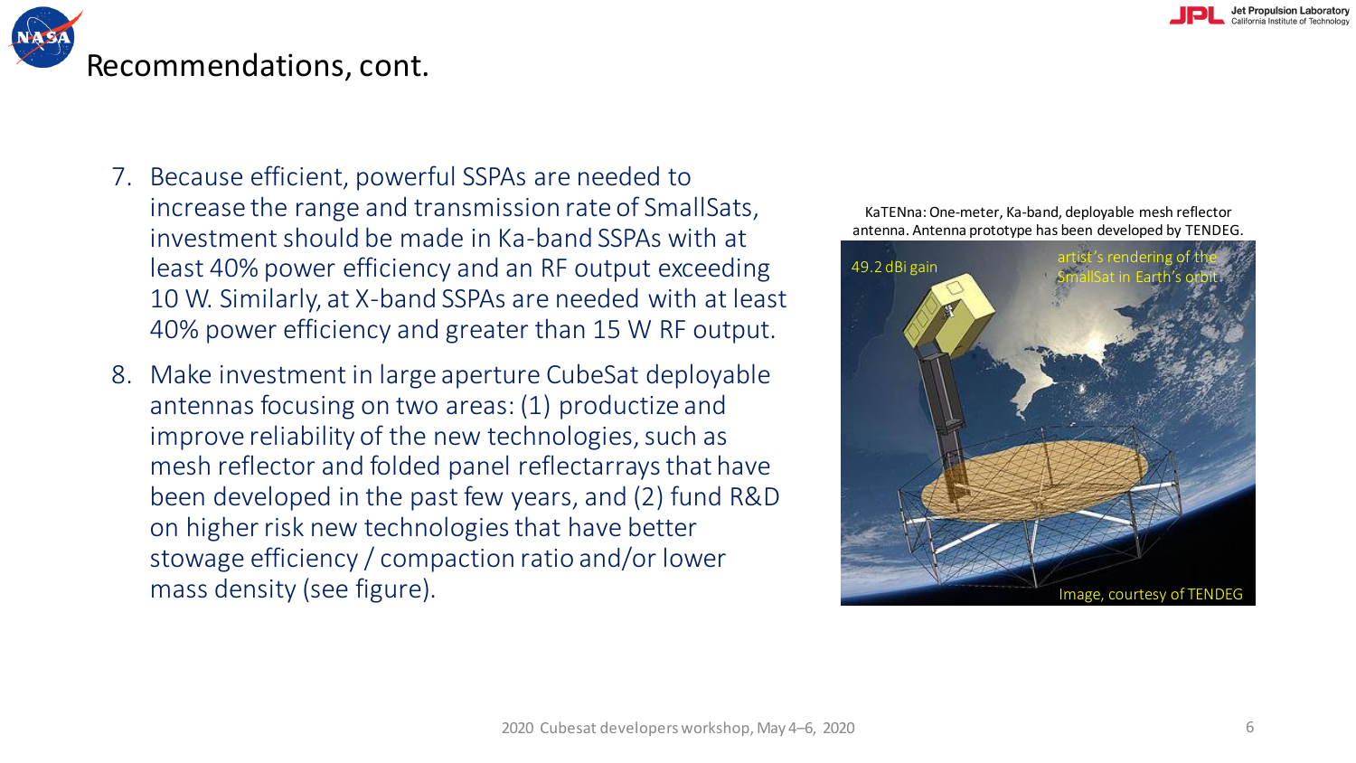# Recommendations, cont.

7. Because efficient, powerful SSPAs are needed to increase the range and transmission rate of SmallSats, investment should be made in Ka-band SSPAs with at least 40% power efficiency and an RF output exceeding 10 W. Similarly, at X-band SSPAs are needed with at least 40% power efficiency and greater than 15 W RF output.
8. Make investment in large aperture CubeSat deployable antennas focusing on two areas: (1) productize and improve reliability of the new technologies, such as mesh reflector and folded panel reflectarrays that have been developed in the past few years, and (2) fund R&D on higher risk new technologies that have better stowage efficiency / compaction ratio and/or lower mass density (see figure).

KaTENna: One-meter, Ka-band, deployable mesh reflector antenna. Antenna prototype has been developed by TENDEG.

49.2 dBi gain

artist's rendering of the SmallSat in Earth's orbit

Image, courtesy of TENDEG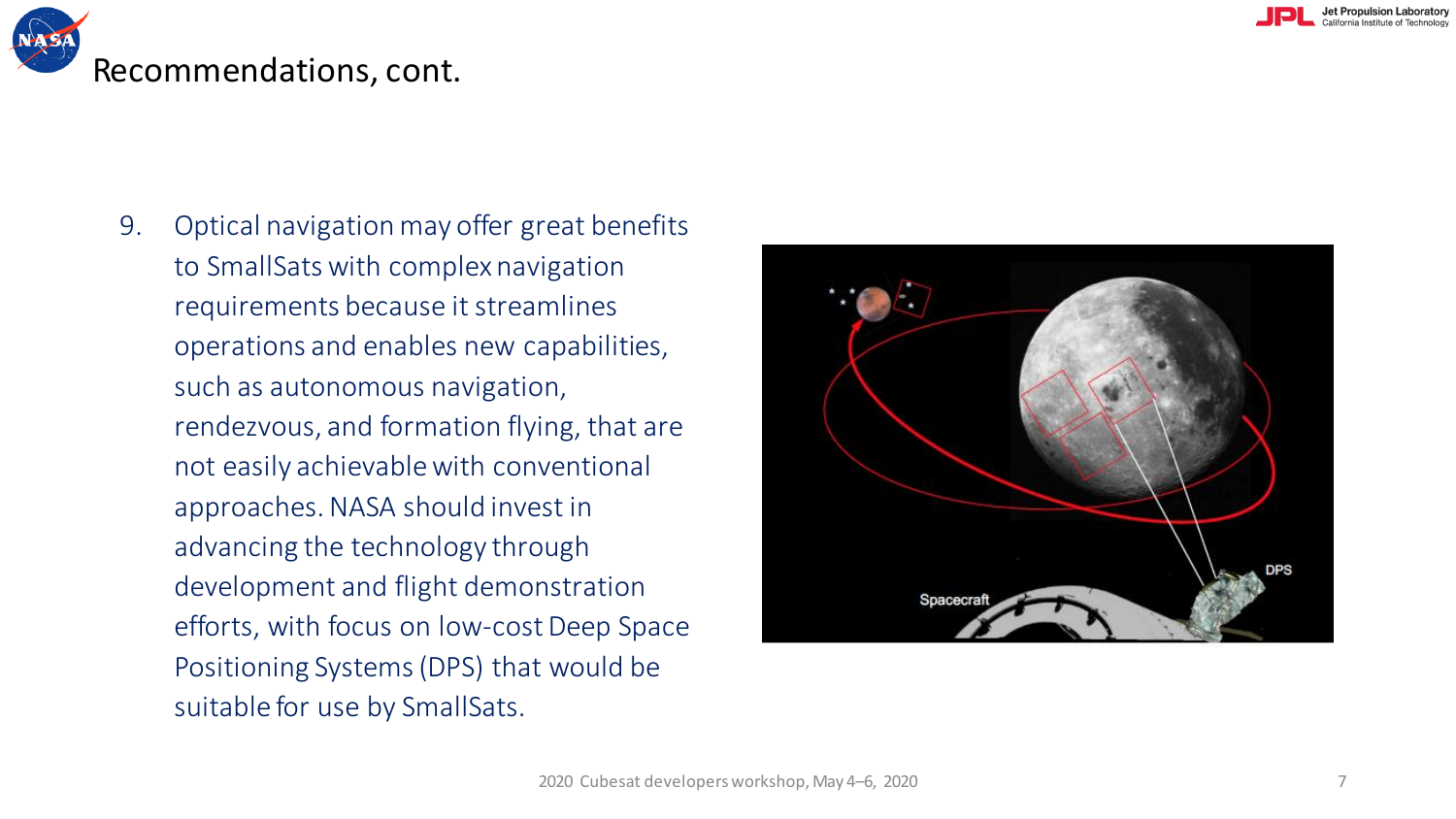# Recommendations, cont.

9. Optical navigation may offer great benefits to SmallSats with complex navigation requirements because it streamlines operations and enables new capabilities, such as autonomous navigation, rendezvous, and formation flying, that are not easily achievable with conventional approaches. NASA should invest in advancing the technology through development and flight demonstration efforts, with focus on low-cost Deep Space Positioning Systems (DPS) that would be suitable for use by SmallSats.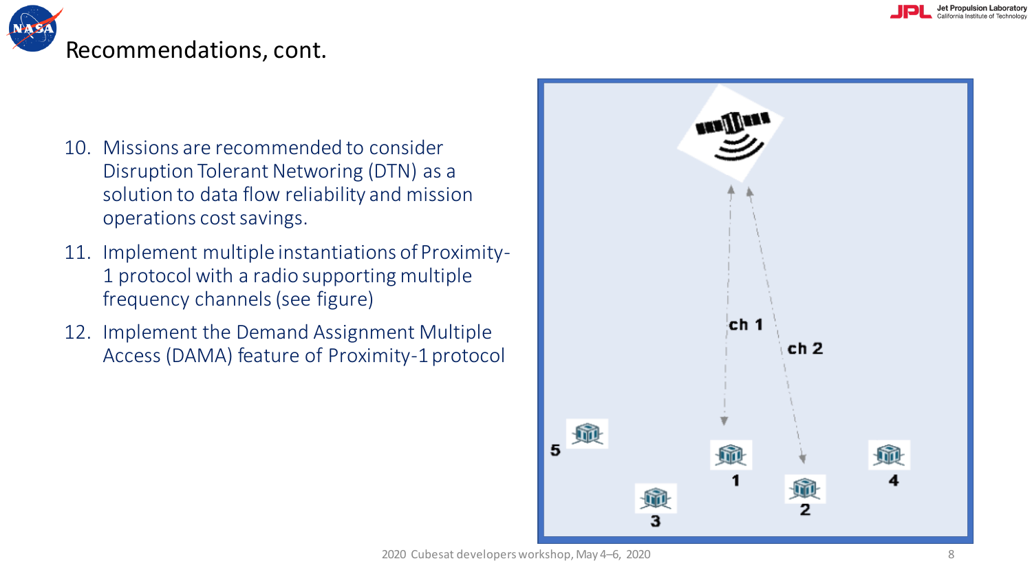# Recommendations, cont.

10. Missions are recommended to consider Disruption Tolerant Networking (DTN) as a solution to data flow reliability and mission operations cost savings.
11. Implement multiple instantiations of Proximity-1 protocol with a radio supporting multiple frequency channels (see figure)
12. Implement the Demand Assignment Multiple Access (DAMA) feature of Proximity-1 protocol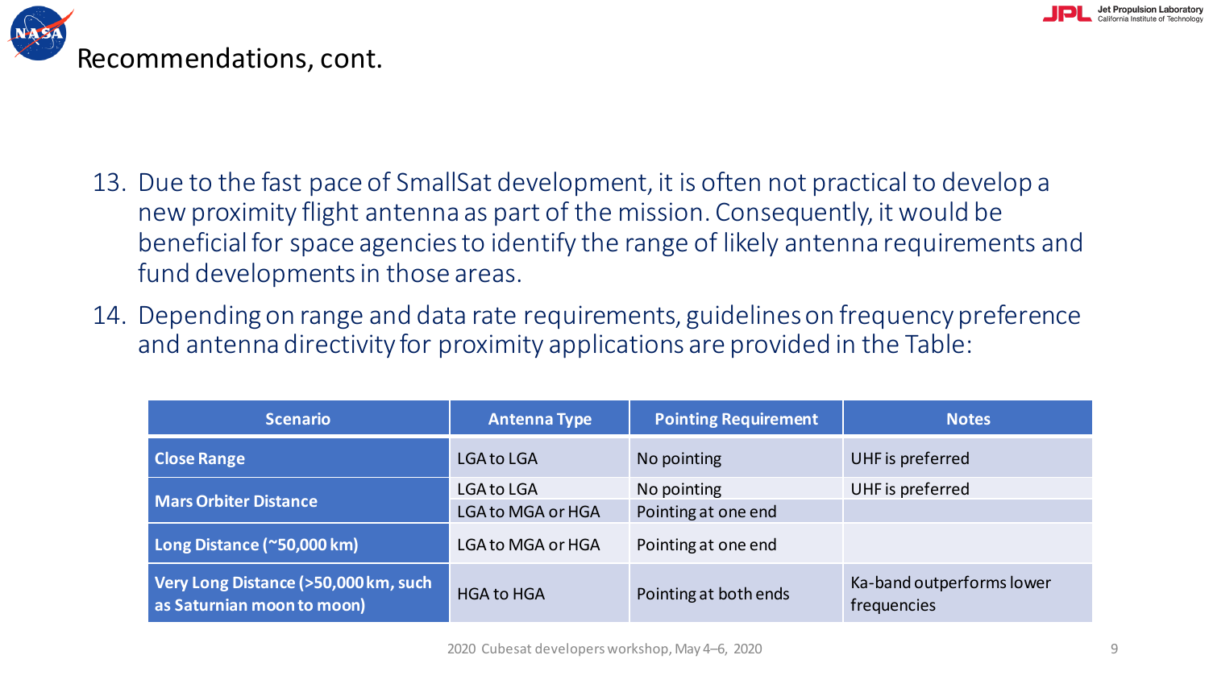# Recommendations, cont.

13. Due to the fast pace of SmallSat development, it is often not practical to develop a new proximity flight antenna as part of the mission. Consequently, it would be beneficial for space agencies to identify the range of likely antenna requirements and fund developments in those areas.
14. Depending on range and data rate requirements, guidelines on frequency preference and antenna directivity for proximity applications are provided in the Table:

| Scenario | Antenna Type | Pointing Requirement | Notes |
|---|---|---|---|
| **Close Range** | LGA to LGA | No pointing | UHF is preferred |
| **Mars Orbiter Distance** | LGA to LGA | No pointing | UHF is preferred |
| | LGA to MGA or HGA | Pointing at one end | |
| **Long Distance (~50,000 km)** | LGA to MGA or HGA | Pointing at one end | |
| **Very Long Distance (>50,000 km, such as Saturnian moon to moon)** | HGA to HGA | Pointing at both ends | Ka-band outperforms lower frequencies |

2020 Cubesat developers workshop, May 4–6, 2020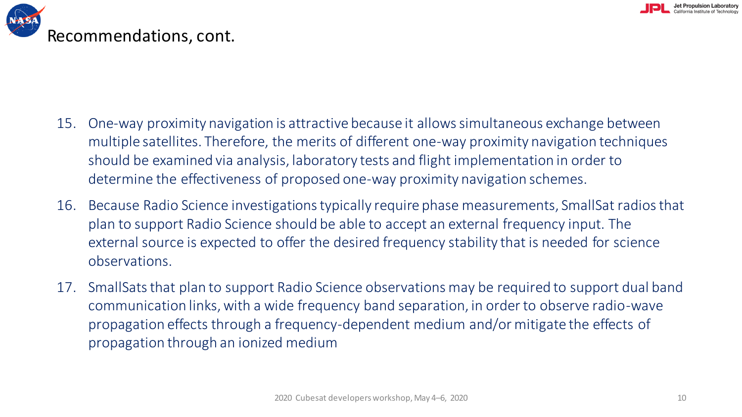# Recommendations, cont.

15. One-way proximity navigation is attractive because it allows simultaneous exchange between multiple satellites. Therefore, the merits of different one-way proximity navigation techniques should be examined via analysis, laboratory tests and flight implementation in order to determine the effectiveness of proposed one-way proximity navigation schemes.
16. Because Radio Science investigations typically require phase measurements, SmallSat radios that plan to support Radio Science should be able to accept an external frequency input. The external source is expected to offer the desired frequency stability that is needed for science observations.
17. SmallSats that plan to support Radio Science observations may be required to support dual band communication links, with a wide frequency band separation, in order to observe radio-wave propagation effects through a frequency-dependent medium and/or mitigate the effects of propagation through an ionized medium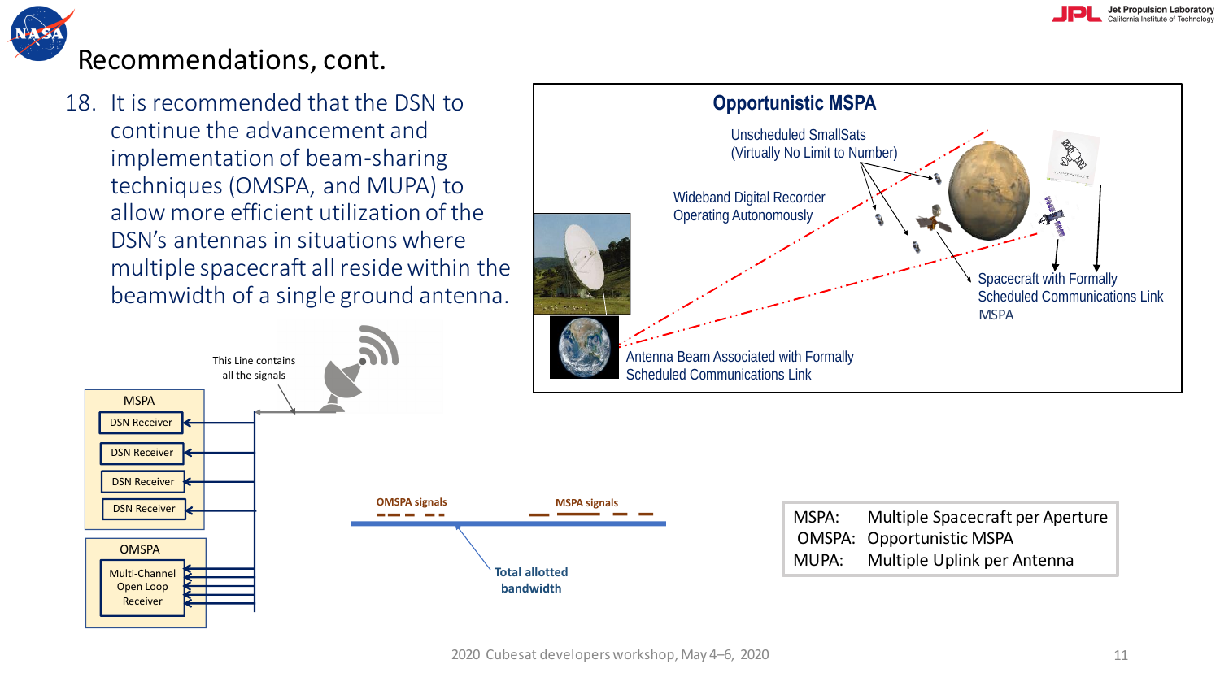# Recommendations, cont.

18. It is recommended that the DSN to continue the advancement and implementation of beam-sharing techniques (OMSPA, and MUPA) to allow more efficient utilization of the DSN's antennas in situations where multiple spacecraft all reside within the beamwidth of a single ground antenna.

**Opportunistic MSPA**

Unscheduled SmallSats (Virtually No Limit to Number)

Wideband Digital Recorder Operating Autonomously

Spacecraft with Formally Scheduled Communications Link MSPA

Antenna Beam Associated with Formally Scheduled Communications Link

This Line contains all the signals

MSPA

- DSN Receiver
- DSN Receiver
- DSN Receiver
- DSN Receiver

OMSPA

- Multi-Channel Open Loop Receiver

**OMSPA signals** **MSPA signals**

**Total allotted bandwidth**

| | |
|---|---|
| MSPA: | Multiple Spacecraft per Aperture |
| OMSPA: | Opportunistic MSPA |
| MUPA: | Multiple Uplink per Antenna |

2020 Cubesat developers workshop, May 4–6, 2020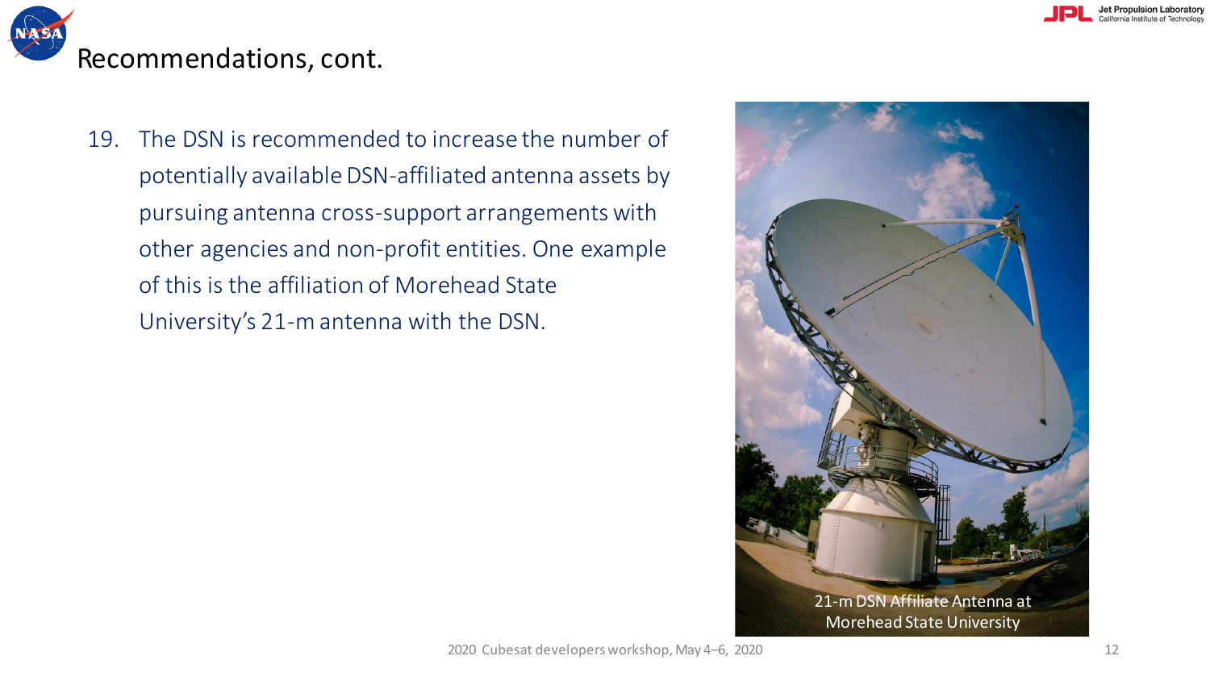## Recommendations, cont.

19. The DSN is recommended to increase the number of potentially available DSN-affiliated antenna assets by pursuing antenna cross-support arrangements with other agencies and non-profit entities. One example of this is the affiliation of Morehead State University's 21-m antenna with the DSN.

21-m DSN Affiliate Antenna at Morehead State University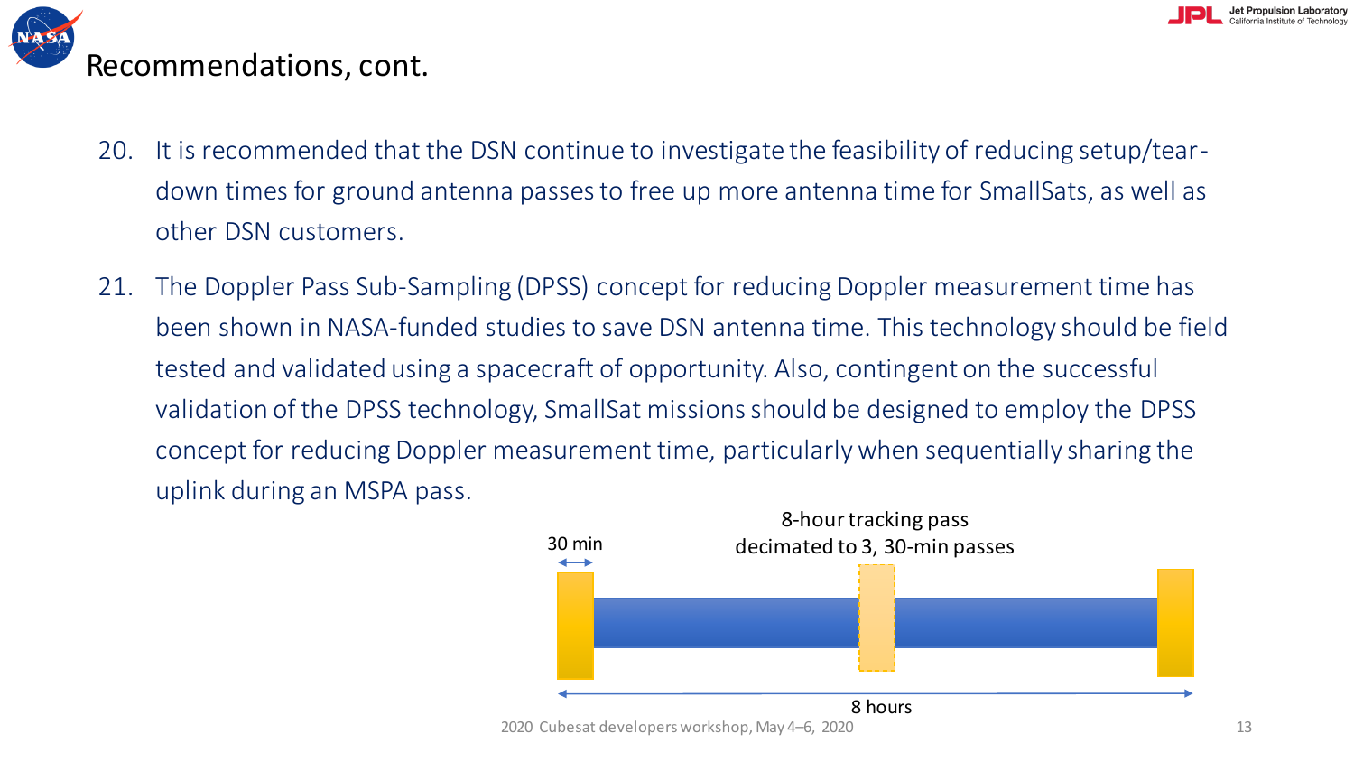# Recommendations, cont.

20. It is recommended that the DSN continue to investigate the feasibility of reducing setup/tear-down times for ground antenna passes to free up more antenna time for SmallSats, as well as other DSN customers.

21. The Doppler Pass Sub-Sampling (DPSS) concept for reducing Doppler measurement time has been shown in NASA-funded studies to save DSN antenna time. This technology should be field tested and validated using a spacecraft of opportunity. Also, contingent on the successful validation of the DPSS technology, SmallSat missions should be designed to employ the DPSS concept for reducing Doppler measurement time, particularly when sequentially sharing the uplink during an MSPA pass.

30 min

8-hour tracking pass decimated to 3, 30-min passes

8 hours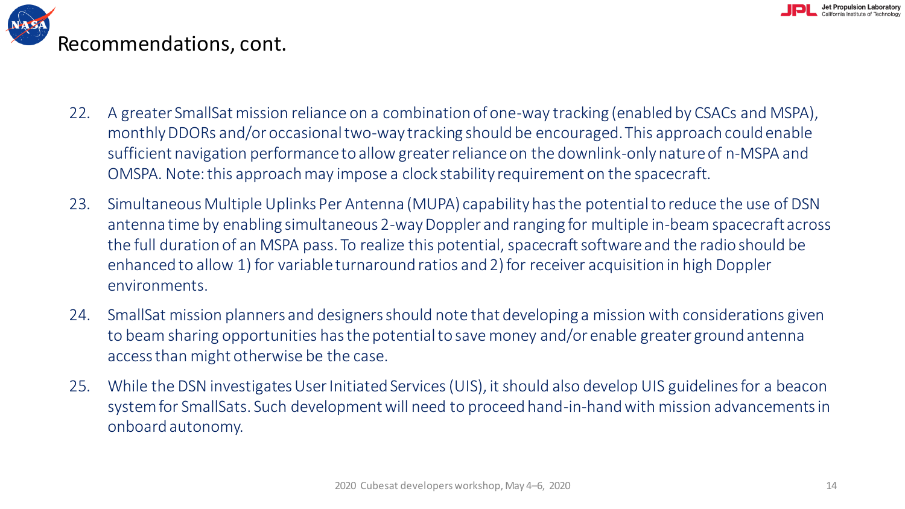# Recommendations, cont.

22. A greater SmallSat mission reliance on a combination of one-way tracking (enabled by CSACs and MSPA), monthly DDORs and/or occasional two-way tracking should be encouraged. This approach could enable sufficient navigation performance to allow greater reliance on the downlink-only nature of n-MSPA and OMSPA. Note: this approach may impose a clock stability requirement on the spacecraft.
23. Simultaneous Multiple Uplinks Per Antenna (MUPA) capability has the potential to reduce the use of DSN antenna time by enabling simultaneous 2-way Doppler and ranging for multiple in-beam spacecraft across the full duration of an MSPA pass. To realize this potential, spacecraft software and the radio should be enhanced to allow 1) for variable turnaround ratios and 2) for receiver acquisition in high Doppler environments.
24. SmallSat mission planners and designers should note that developing a mission with considerations given to beam sharing opportunities has the potential to save money and/or enable greater ground antenna access than might otherwise be the case.
25. While the DSN investigates User Initiated Services (UIS), it should also develop UIS guidelines for a beacon system for SmallSats. Such development will need to proceed hand-in-hand with mission advancements in onboard autonomy.